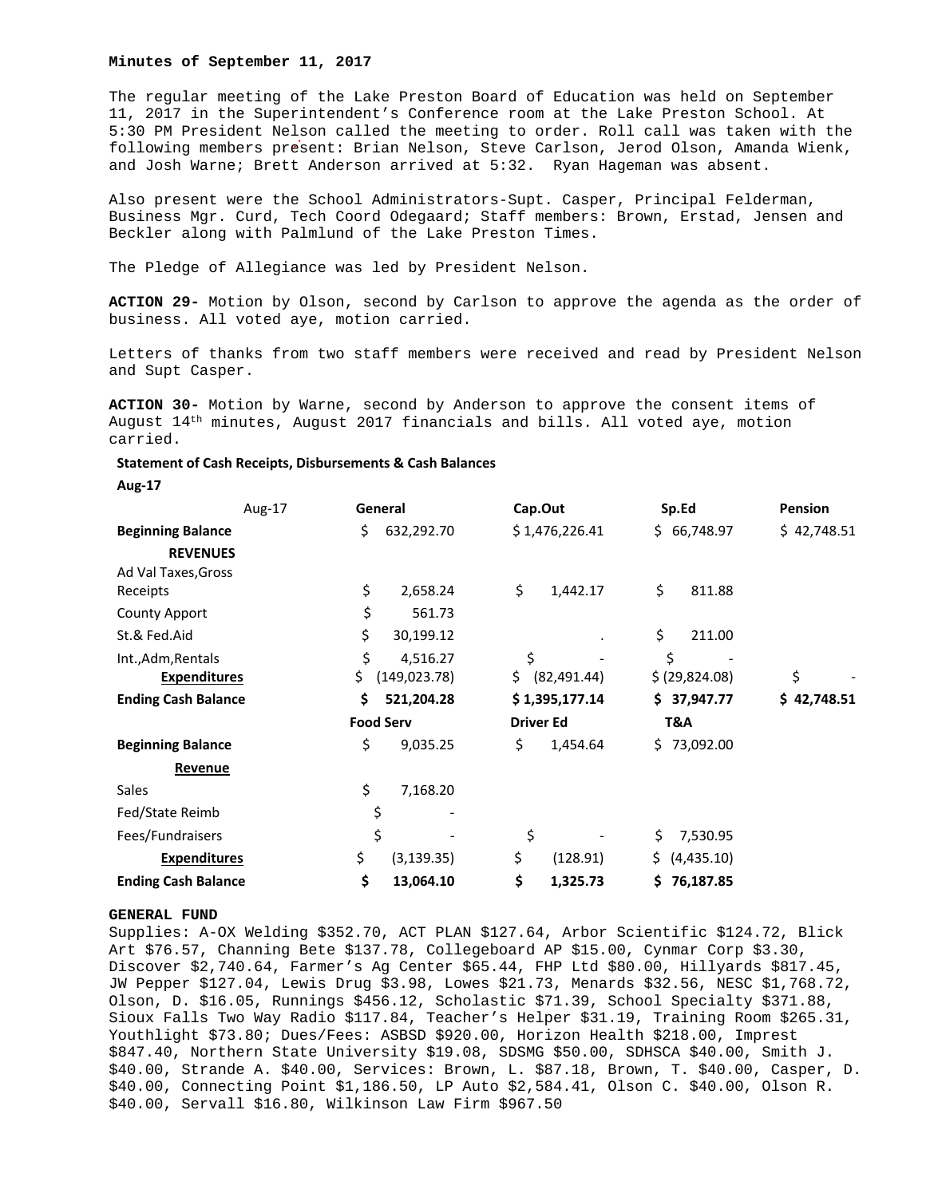**Minutes of September 11, 2017**

The regular meeting of the Lake Preston Board of Education was held on September 11, 2017 in the Superintendent's Conference room at the Lake Preston School. At 5:30 PM President Nelson called the meeting to order. Roll call was taken with the following members present: Brian Nelson, Steve Carlson, Jerod Olson, Amanda Wienk, and Josh Warne; Brett Anderson arrived at 5:32. Ryan Hageman was absent.

Also present were the School Administrators-Supt. Casper, Principal Felderman, Business Mgr. Curd, Tech Coord Odegaard; Staff members: Brown, Erstad, Jensen and Beckler along with Palmlund of the Lake Preston Times.

The Pledge of Allegiance was led by President Nelson.

**ACTION 29-** Motion by Olson, second by Carlson to approve the agenda as the order of business. All voted aye, motion carried.

Letters of thanks from two staff members were received and read by President Nelson and Supt Casper.

**ACTION 30-** Motion by Warne, second by Anderson to approve the consent items of August 14th minutes, August 2017 financials and bills. All voted aye, motion carried.

**Statement of Cash Receipts, Disbursements & Cash Balances**

**Aug-17**

| Aug-17 | General | Cap.Out | Sp.Ed | Pension |
|---|---|---|---|---|
| **Beginning Balance** | $ 632,292.70 | $ 1,476,226.41 | $ 66,748.97 | $ 42,748.51 |
| **REVENUES** | | | | |
| Ad Val Taxes,Gross Receipts | $ 2,658.24 | $ 1,442.17 | $ 811.88 | |
| County Apport | $ 561.73 | | | |
| St.& Fed.Aid | $ 30,199.12 | . | $ 211.00 | |
| Int.,Adm,Rentals | $ 4,516.27 | $ - | $ - | |
| **Expenditures** | $ (149,023.78) | $ (82,491.44) | $ (29,824.08) | $ - |
| **Ending Cash Balance** | **$ 521,204.28** | **$ 1,395,177.14** | **$ 37,947.77** | **$ 42,748.51** |
| | **Food Serv** | **Driver Ed** | **T&A** | |
| **Beginning Balance** | $ 9,035.25 | $ 1,454.64 | $ 73,092.00 | |
| **Revenue** | | | | |
| Sales | $ 7,168.20 | | | |
| Fed/State Reimb | $ - | | | |
| Fees/Fundraisers | $ - | $ - | $ 7,530.95 | |
| **Expenditures** | $ (3,139.35) | $ (128.91) | $ (4,435.10) | |
| **Ending Cash Balance** | **$ 13,064.10** | **$ 1,325.73** | **$ 76,187.85** | |

**GENERAL FUND**

Supplies: A-OX Welding $352.70, ACT PLAN $127.64, Arbor Scientific $124.72, Blick Art $76.57, Channing Bete $137.78, Collegeboard AP $15.00, Cynmar Corp $3.30, Discover $2,740.64, Farmer's Ag Center $65.44, FHP Ltd $80.00, Hillyards $817.45, JW Pepper $127.04, Lewis Drug $3.98, Lowes $21.73, Menards $32.56, NESC $1,768.72, Olson, D. $16.05, Runnings $456.12, Scholastic $71.39, School Specialty $371.88, Sioux Falls Two Way Radio $117.84, Teacher's Helper $31.19, Training Room $265.31, Youthlight $73.80; Dues/Fees: ASBSD $920.00, Horizon Health $218.00, Imprest $847.40, Northern State University $19.08, SDSMG $50.00, SDHSCA $40.00, Smith J. $40.00, Strande A. $40.00, Services: Brown, L. $87.18, Brown, T. $40.00, Casper, D. $40.00, Connecting Point $1,186.50, LP Auto $2,584.41, Olson C. $40.00, Olson R. $40.00, Servall $16.80, Wilkinson Law Firm $967.50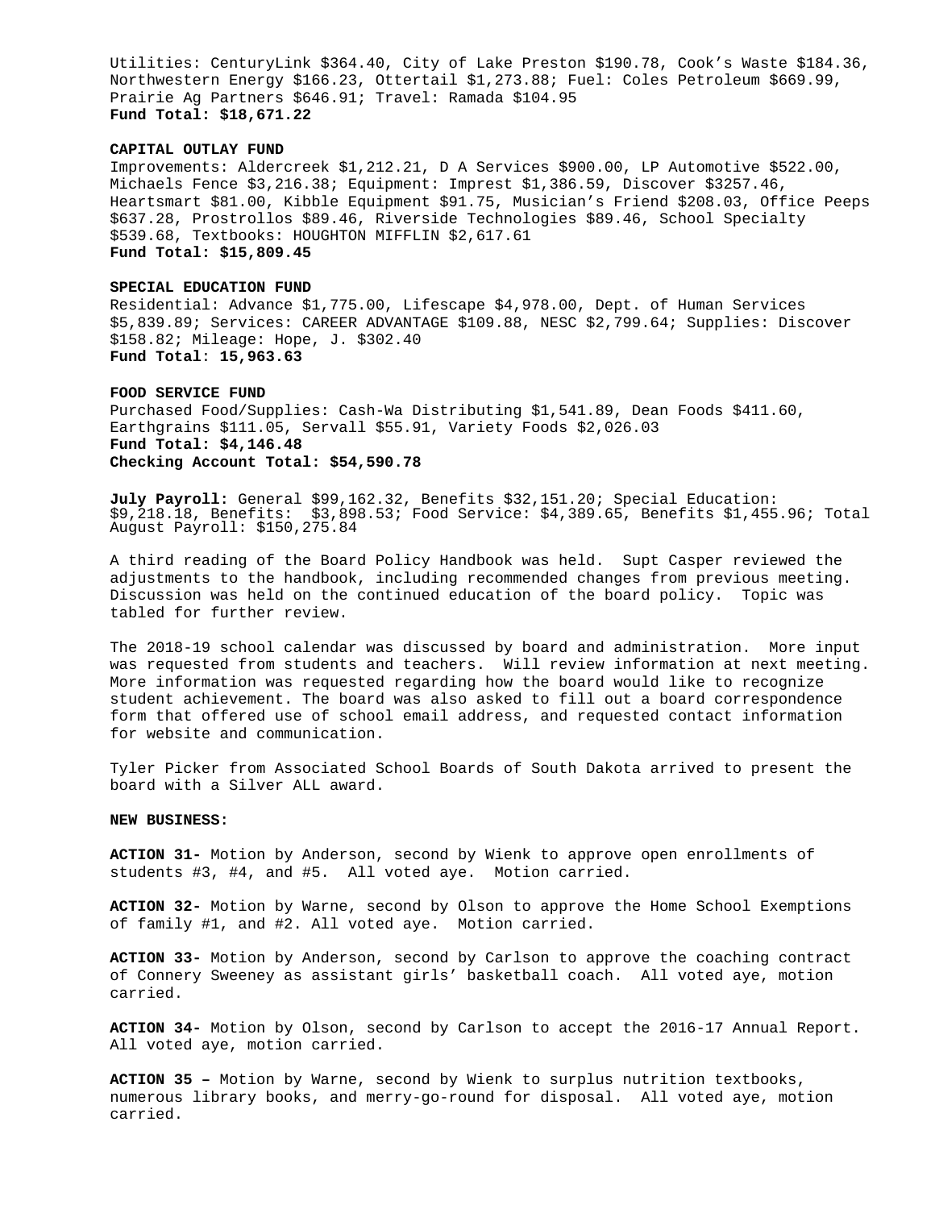Utilities: CenturyLink $364.40, City of Lake Preston $190.78, Cook's Waste $184.36, Northwestern Energy $166.23, Ottertail $1,273.88; Fuel: Coles Petroleum $669.99, Prairie Ag Partners $646.91; Travel: Ramada $104.95
**Fund Total: $18,671.22**

**CAPITAL OUTLAY FUND**
Improvements: Aldercreek $1,212.21, D A Services $900.00, LP Automotive $522.00, Michaels Fence $3,216.38; Equipment: Imprest $1,386.59, Discover $3257.46, Heartsmart $81.00, Kibble Equipment $91.75, Musician's Friend $208.03, Office Peeps $637.28, Prostrollos $89.46, Riverside Technologies $89.46, School Specialty $539.68, Textbooks: HOUGHTON MIFFLIN $2,617.61
**Fund Total: $15,809.45**

**SPECIAL EDUCATION FUND**
Residential: Advance $1,775.00, Lifescape $4,978.00, Dept. of Human Services $5,839.89; Services: CAREER ADVANTAGE $109.88, NESC $2,799.64; Supplies: Discover $158.82; Mileage: Hope, J. $302.40
**Fund Total: 15,963.63**

**FOOD SERVICE FUND**
Purchased Food/Supplies: Cash-Wa Distributing $1,541.89, Dean Foods $411.60, Earthgrains $111.05, Servall $55.91, Variety Foods $2,026.03
**Fund Total: $4,146.48**
**Checking Account Total: $54,590.78**

**July Payroll:** General $99,162.32, Benefits $32,151.20; Special Education: $9,218.18, Benefits: $3,898.53; Food Service: $4,389.65, Benefits $1,455.96; Total August Payroll: $150,275.84

A third reading of the Board Policy Handbook was held. Supt Casper reviewed the adjustments to the handbook, including recommended changes from previous meeting. Discussion was held on the continued education of the board policy. Topic was tabled for further review.

The 2018-19 school calendar was discussed by board and administration. More input was requested from students and teachers. Will review information at next meeting. More information was requested regarding how the board would like to recognize student achievement. The board was also asked to fill out a board correspondence form that offered use of school email address, and requested contact information for website and communication.

Tyler Picker from Associated School Boards of South Dakota arrived to present the board with a Silver ALL award.

**NEW BUSINESS:**

**ACTION 31-** Motion by Anderson, second by Wienk to approve open enrollments of students #3, #4, and #5. All voted aye. Motion carried.

**ACTION 32-** Motion by Warne, second by Olson to approve the Home School Exemptions of family #1, and #2. All voted aye. Motion carried.

**ACTION 33-** Motion by Anderson, second by Carlson to approve the coaching contract of Connery Sweeney as assistant girls' basketball coach. All voted aye, motion carried.

**ACTION 34-** Motion by Olson, second by Carlson to accept the 2016-17 Annual Report. All voted aye, motion carried.

**ACTION 35 –** Motion by Warne, second by Wienk to surplus nutrition textbooks, numerous library books, and merry-go-round for disposal. All voted aye, motion carried.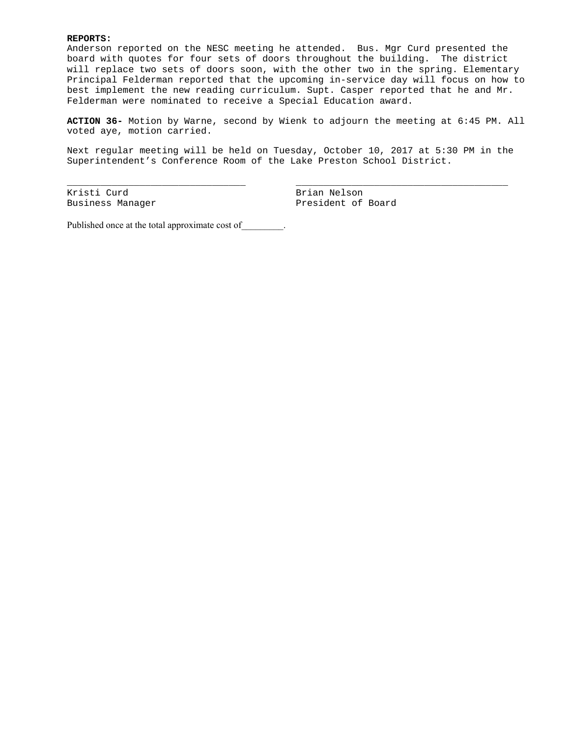**REPORTS:**
Anderson reported on the NESC meeting he attended. Bus. Mgr Curd presented the board with quotes for four sets of doors throughout the building. The district will replace two sets of doors soon, with the other two in the spring. Elementary Principal Felderman reported that the upcoming in-service day will focus on how to best implement the new reading curriculum. Supt. Casper reported that he and Mr. Felderman were nominated to receive a Special Education award.

**ACTION 36-** Motion by Warne, second by Wienk to adjourn the meeting at 6:45 PM. All voted aye, motion carried.

Next regular meeting will be held on Tuesday, October 10, 2017 at 5:30 PM in the Superintendent's Conference Room of the Lake Preston School District.

| | |
|---|---|
| ________________________________ | ______________________________________ |
| Kristi Curd | Brian Nelson |
| Business Manager | President of Board |

Published once at the total approximate cost of_________.